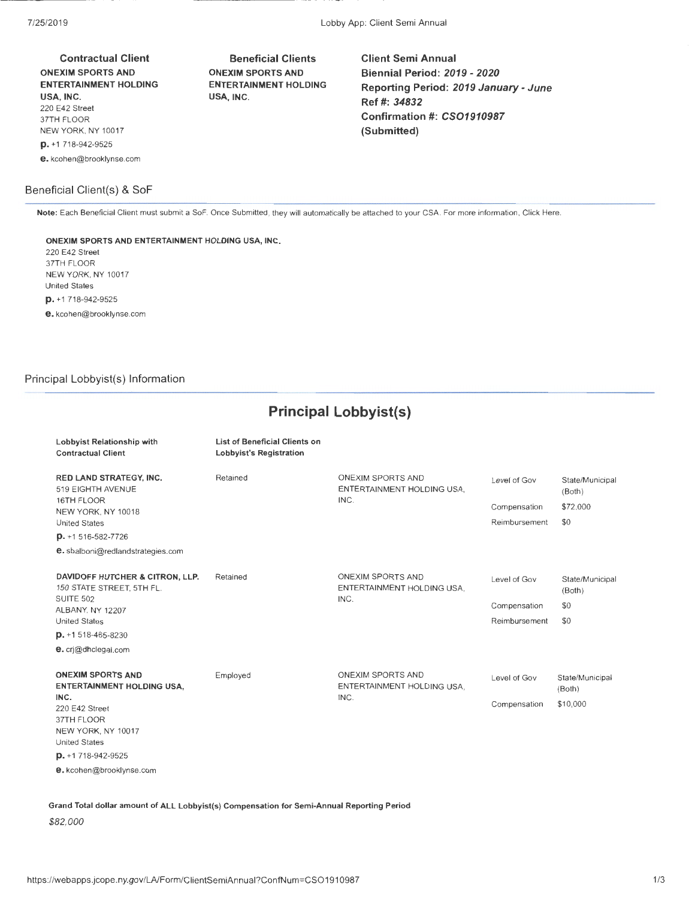**Contractual Client**

**ONEXIM SPORTS AND ENTERTAINMENT HOLDING USA, INC.**
220 E42 Street
37TH FLOOR
NEW YORK, NY 10017
**p.** +1 718-942-9525
**e.** kcohen@brooklynse.com

**Beneficial Clients**

**ONEXIM SPORTS AND ENTERTAINMENT HOLDING USA, INC.**

**Client Semi Annual**
**Biennial Period: *2019 - 2020***
**Reporting Period: *2019 January - June***
**Ref #: *34832***
**Confirmation #: *CSO1910987***
**(Submitted)**

## Beneficial Client(s) & SoF

**Note:** Each Beneficial Client must submit a SoF. Once Submitted, they will automatically be attached to your CSA. For more information, Click Here.

**ONEXIM SPORTS AND ENTERTAINMENT HOLDING USA, INC.**
220 E42 Street
37TH FLOOR
NEW YORK, NY 10017
United States
**p.** +1 718-942-9525
**e.** kcohen@brooklynse.com

## Principal Lobbyist(s) Information

# Principal Lobbyist(s)

| Lobbyist Relationship with Contractual Client | List of Beneficial Clients on Lobbyist's Registration | | | |
|---|---|---|---|---|
| **RED LAND STRATEGY, INC.** 519 EIGHTH AVENUE 16TH FLOOR NEW YORK, NY 10018 United States **p.** +1 516-582-7726 **e.** sbalboni@redlandstrategies.com | Retained | ONEXIM SPORTS AND ENTERTAINMENT HOLDING USA, INC. | Level of Gov<br>Compensation<br>Reimbursement | State/Municipal (Both)<br>$72,000<br>$0 |
| **DAVIDOFF HUTCHER & CITRON, LLP.** 150 STATE STREET, 5TH FL. SUITE 502 ALBANY, NY 12207 United States **p.** +1 518-465-8230 **e.** crj@dhclegal.com | Retained | ONEXIM SPORTS AND ENTERTAINMENT HOLDING USA, INC. | Level of Gov<br>Compensation<br>Reimbursement | State/Municipal (Both)<br>$0<br>$0 |
| **ONEXIM SPORTS AND ENTERTAINMENT HOLDING USA, INC.** 220 E42 Street 37TH FLOOR NEW YORK, NY 10017 United States **p.** +1 718-942-9525 **e.** kcohen@brooklynse.com | Employed | ONEXIM SPORTS AND ENTERTAINMENT HOLDING USA, INC. | Level of Gov<br>Compensation | State/Municipal (Both)<br>$10,000 |

**Grand Total dollar amount of ALL Lobbyist(s) Compensation for Semi-Annual Reporting Period**

*$82,000*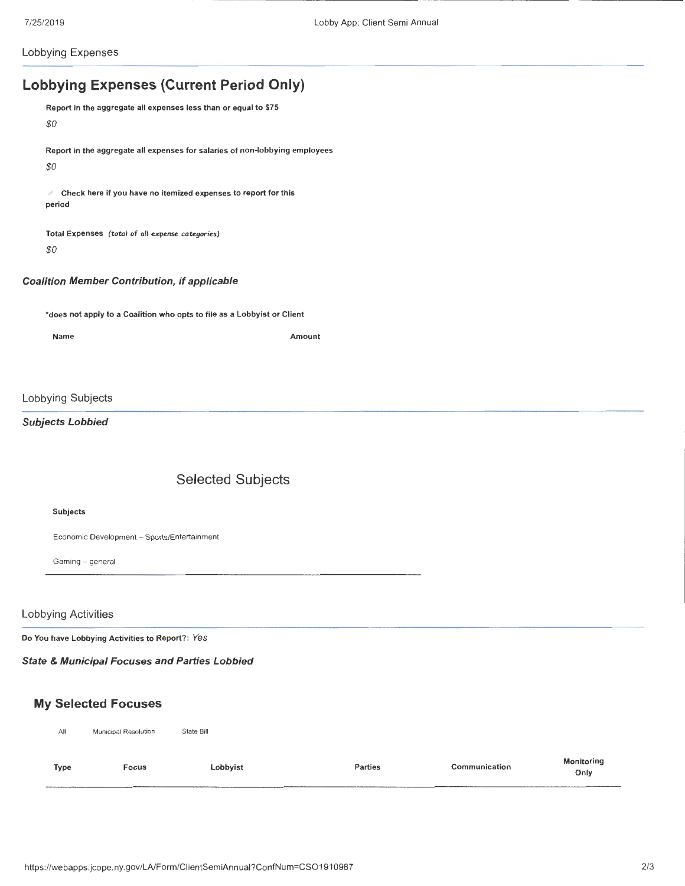Lobbying Expenses

## Lobbying Expenses (Current Period Only)

**Report in the aggregate all expenses less than or equal to $75**

*$0*

**Report in the aggregate all expenses for salaries of non-lobbying employees**

*$0*

✓ **Check here if you have no itemized expenses to report for this period**

**Total Expenses** *(total of all expense categories)*

*$0*

### *Coalition Member Contribution, if applicable*

**\*does not apply to a Coalition who opts to file as a Lobbyist or Client**

| Name | Amount |
|---|---|

Lobbying Subjects

### *Subjects Lobbied*

## Selected Subjects

| Subjects |
|---|
| Economic Development – Sports/Entertainment |
| Gaming – general |

Lobbying Activities

**Do You have Lobbying Activities to Report?:** *Yes*

### *State & Municipal Focuses and Parties Lobbied*

## My Selected Focuses

All    Municipal Resolution    State Bill

| Type | Focus | Lobbyist | Parties | Communication | Monitoring Only |
|---|---|---|---|---|---|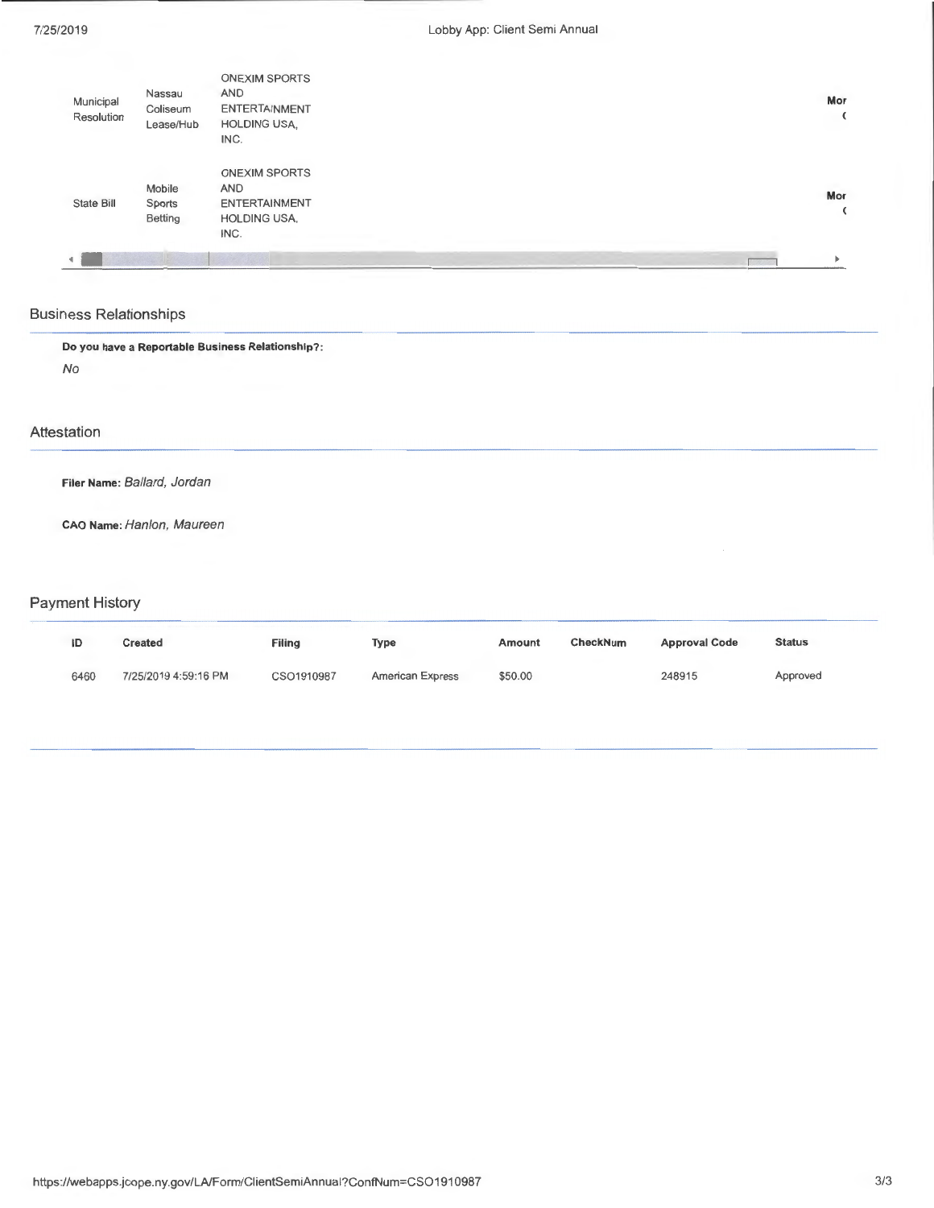| | | | |
|---|---|---|---|
| Municipal Resolution | Nassau Coliseum Lease/Hub | ONEXIM SPORTS AND ENTERTAINMENT HOLDING USA, INC. | Mor ( |
| State Bill | Mobile Sports Betting | ONEXIM SPORTS AND ENTERTAINMENT HOLDING USA, INC. | Mor ( |

## Business Relationships

**Do you have a Reportable Business Relationship?:**

*No*

## Attestation

**Filer Name:** *Ballard, Jordan*

**CAO Name:** *Hanlon, Maureen*

## Payment History

| ID | Created | Filing | Type | Amount | CheckNum | Approval Code | Status |
|---|---|---|---|---|---|---|---|
| 6460 | 7/25/2019 4:59:16 PM | CSO1910987 | American Express | $50.00 | | 248915 | Approved |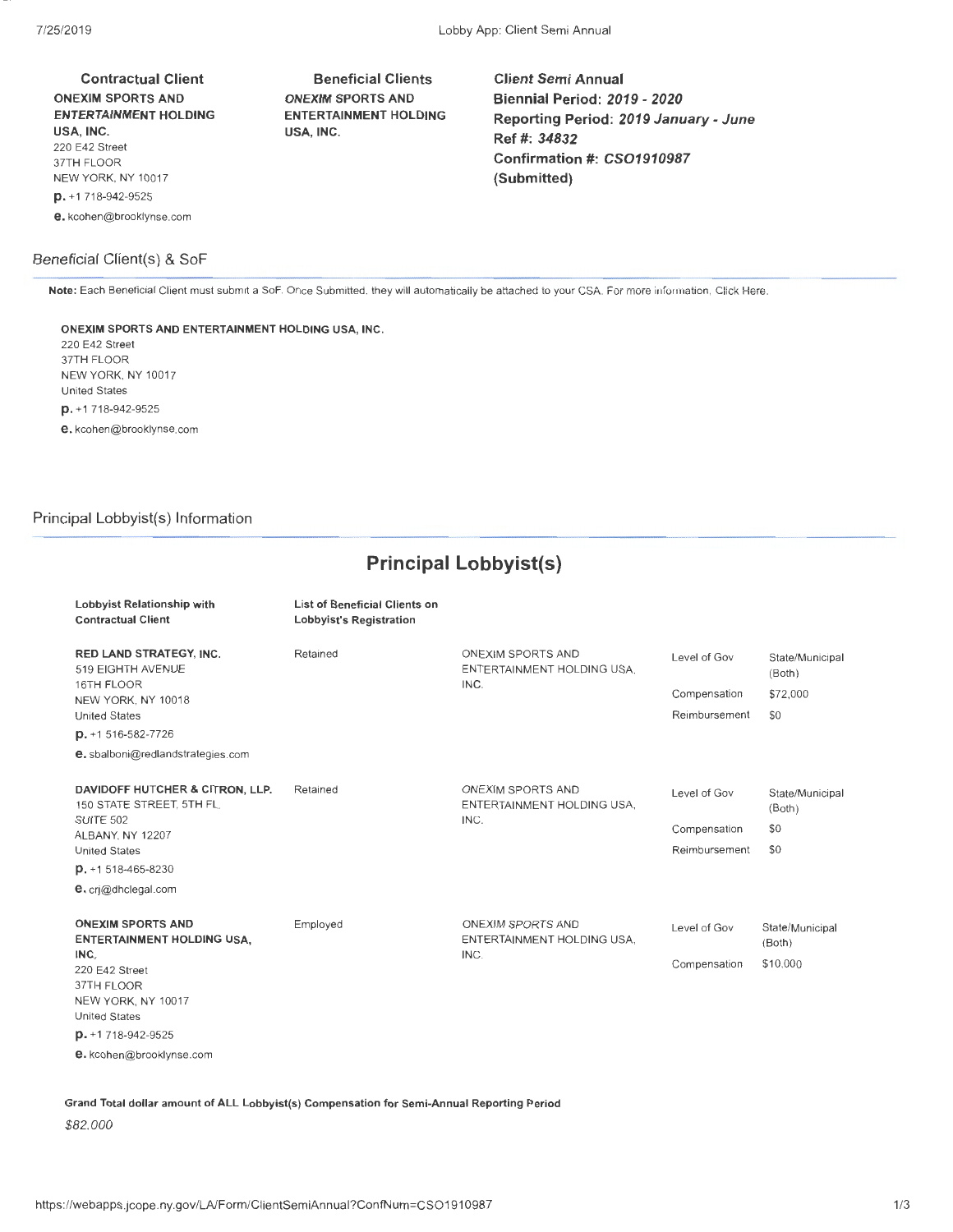**Contractual Client**

**ONEXIM SPORTS AND ENTERTAINMENT HOLDING USA, INC.**
220 E42 Street
37TH FLOOR
NEW YORK, NY 10017
**p.** +1 718-942-9525
**e.** kcohen@brooklynse.com

**Beneficial Clients**

**ONEXIM SPORTS AND ENTERTAINMENT HOLDING USA, INC.**

**Client Semi Annual**
**Biennial Period: *2019 - 2020***
**Reporting Period: *2019 January - June***
**Ref #: *34832***
**Confirmation #: *CSO1910987***
**(Submitted)**

## Beneficial Client(s) & SoF

**Note:** Each Beneficial Client must submit a SoF. Once Submitted, they will automatically be attached to your CSA. For more information, Click Here.

**ONEXIM SPORTS AND ENTERTAINMENT HOLDING USA, INC.**
220 E42 Street
37TH FLOOR
NEW YORK, NY 10017
United States
**p.** +1 718-942-9525
**e.** kcohen@brooklynse.com

## Principal Lobbyist(s) Information

# Principal Lobbyist(s)

| Lobbyist Relationship with Contractual Client | List of Beneficial Clients on Lobbyist's Registration | | | |
|---|---|---|---|---|
| **RED LAND STRATEGY, INC.** 519 EIGHTH AVENUE 16TH FLOOR NEW YORK, NY 10018 United States **p.** +1 516-582-7726 **e.** sbalboni@redlandstrategies.com | Retained | ONEXIM SPORTS AND ENTERTAINMENT HOLDING USA, INC. | Level of Gov<br>Compensation<br>Reimbursement | State/Municipal (Both)<br>$72,000<br>$0 |
| **DAVIDOFF HUTCHER & CITRON, LLP.** 150 STATE STREET, 5TH FL, SUITE 502 ALBANY, NY 12207 United States **p.** +1 518-465-8230 **e.** crj@dhclegal.com | Retained | ONEXIM SPORTS AND ENTERTAINMENT HOLDING USA, INC. | Level of Gov<br>Compensation<br>Reimbursement | State/Municipal (Both)<br>$0<br>$0 |
| **ONEXIM SPORTS AND ENTERTAINMENT HOLDING USA, INC.** 220 E42 Street 37TH FLOOR NEW YORK, NY 10017 United States **p.** +1 718-942-9525 **e.** kcohen@brooklynse.com | Employed | ONEXIM SPORTS AND ENTERTAINMENT HOLDING USA, INC. | Level of Gov<br>Compensation | State/Municipal (Both)<br>$10,000 |

**Grand Total dollar amount of ALL Lobbyist(s) Compensation for Semi-Annual Reporting Period**

*$82,000*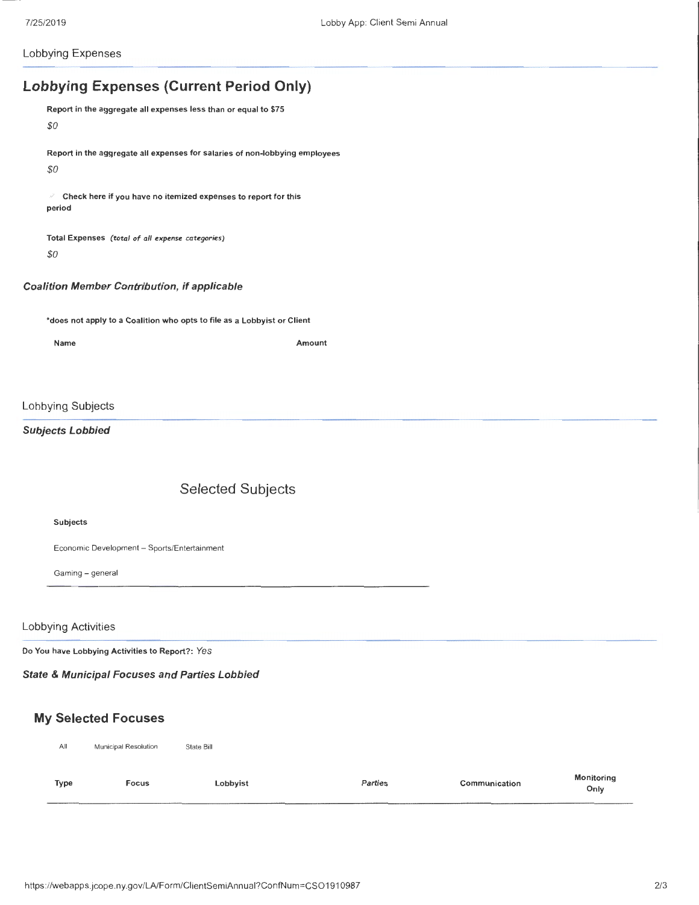Lobbying Expenses

# Lobbying Expenses (Current Period Only)

**Report in the aggregate all expenses less than or equal to $75**

*$0*

**Report in the aggregate all expenses for salaries of non-lobbying employees**

*$0*

✓ **Check here if you have no itemized expenses to report for this period**

**Total Expenses** ***(total of all expense categories)***

*$0*

### *Coalition Member Contribution, if applicable*

**\*does not apply to a Coalition who opts to file as a Lobbyist or Client**

| Name | Amount |
| --- | --- |

Lobbying Subjects

### *Subjects Lobbied*

## Selected Subjects

| Subjects |
| --- |
| Economic Development – Sports/Entertainment |
| Gaming – general |

Lobbying Activities

**Do You have Lobbying Activities to Report?:** *Yes*

### *State & Municipal Focuses and Parties Lobbied*

## My Selected Focuses

All | Municipal Resolution | State Bill

| Type | Focus | Lobbyist | *Parties* | Communication | Monitoring Only |
| --- | --- | --- | --- | --- | --- |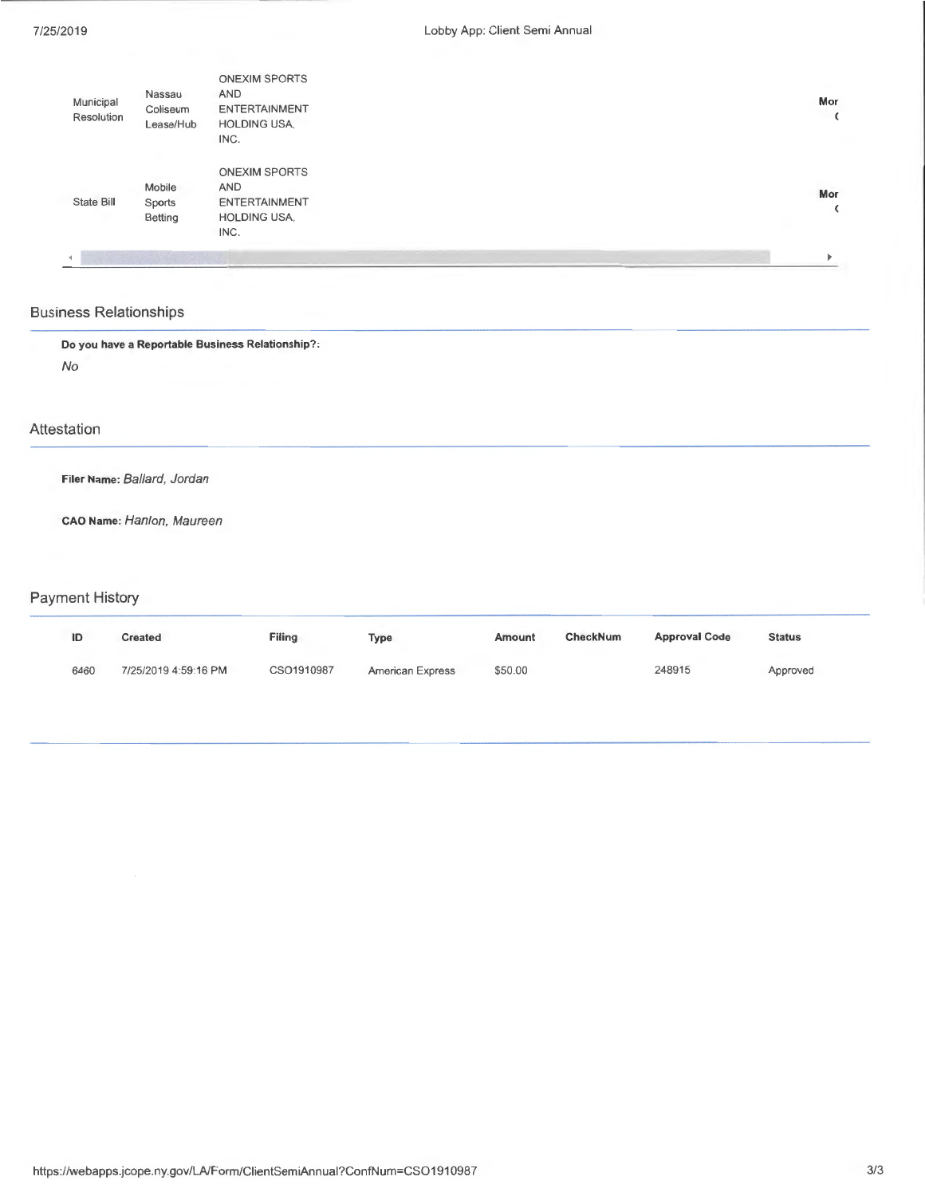| | | | |
|---|---|---|---|
| Municipal Resolution | Nassau Coliseum Lease/Hub | ONEXIM SPORTS AND ENTERTAINMENT HOLDING USA, INC. | Mor ( |
| State Bill | Mobile Sports Betting | ONEXIM SPORTS AND ENTERTAINMENT HOLDING USA, INC. | Mor ( |

## Business Relationships

**Do you have a Reportable Business Relationship?:**

*No*

## Attestation

**Filer Name:** *Ballard, Jordan*

**CAO Name:** *Hanlon, Maureen*

## Payment History

| ID | Created | Filing | Type | Amount | CheckNum | Approval Code | Status |
|---|---|---|---|---|---|---|---|
| 6460 | 7/25/2019 4:59:16 PM | CSO1910987 | American Express | $50.00 | | 248915 | Approved |